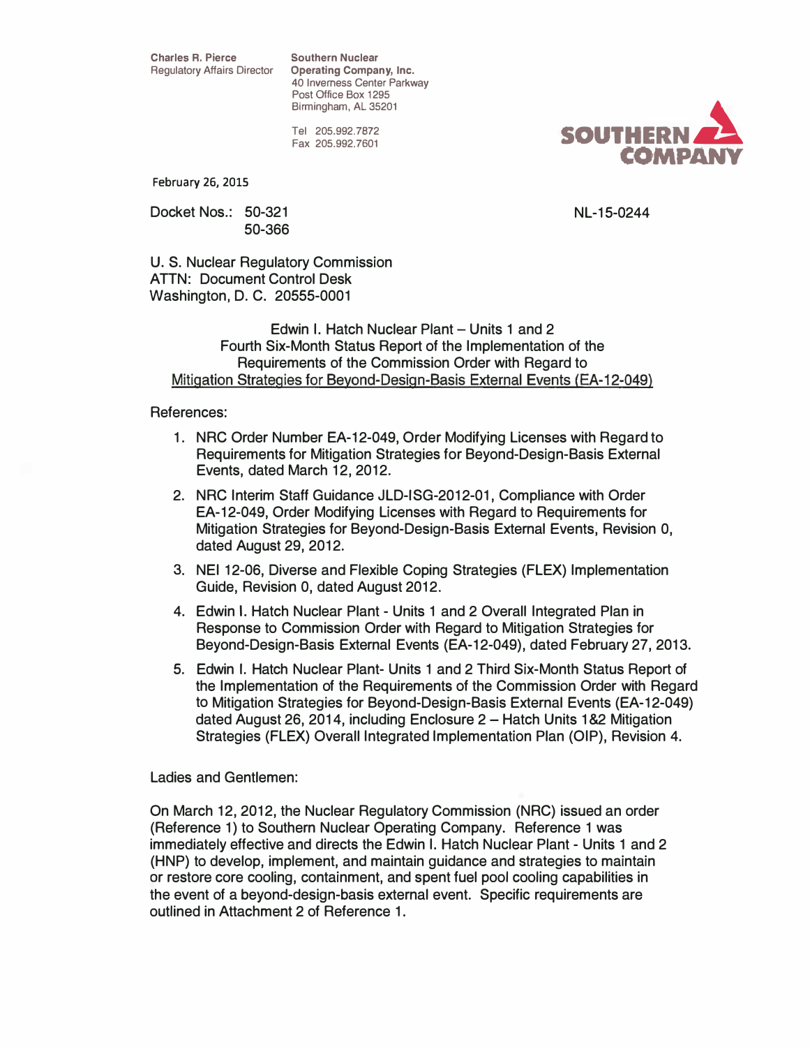Charles R. Pierce
Regulatory Affairs Director

Southern Nuclear
Operating Company, Inc.
40 Inverness Center Parkway
Post Office Box 1295
Birmingham, AL 35201

Tel 205.992.7872
Fax 205.992.7601

SOUTHERN COMPANY

February 26, 2015

Docket Nos.: 50-321
50-366

NL-15-0244

U. S. Nuclear Regulatory Commission
ATTN: Document Control Desk
Washington, D. C. 20555-0001

Edwin I. Hatch Nuclear Plant – Units 1 and 2
Fourth Six-Month Status Report of the Implementation of the
Requirements of the Commission Order with Regard to
Mitigation Strategies for Beyond-Design-Basis External Events (EA-12-049)

References:

1. NRC Order Number EA-12-049, Order Modifying Licenses with Regard to Requirements for Mitigation Strategies for Beyond-Design-Basis External Events, dated March 12, 2012.
2. NRC Interim Staff Guidance JLD-ISG-2012-01, Compliance with Order EA-12-049, Order Modifying Licenses with Regard to Requirements for Mitigation Strategies for Beyond-Design-Basis External Events, Revision 0, dated August 29, 2012.
3. NEI 12-06, Diverse and Flexible Coping Strategies (FLEX) Implementation Guide, Revision 0, dated August 2012.
4. Edwin I. Hatch Nuclear Plant - Units 1 and 2 Overall Integrated Plan in Response to Commission Order with Regard to Mitigation Strategies for Beyond-Design-Basis External Events (EA-12-049), dated February 27, 2013.
5. Edwin I. Hatch Nuclear Plant- Units 1 and 2 Third Six-Month Status Report of the Implementation of the Requirements of the Commission Order with Regard to Mitigation Strategies for Beyond-Design-Basis External Events (EA-12-049) dated August 26, 2014, including Enclosure 2 – Hatch Units 1&2 Mitigation Strategies (FLEX) Overall Integrated Implementation Plan (OIP), Revision 4.

Ladies and Gentlemen:

On March 12, 2012, the Nuclear Regulatory Commission (NRC) issued an order (Reference 1) to Southern Nuclear Operating Company. Reference 1 was immediately effective and directs the Edwin I. Hatch Nuclear Plant - Units 1 and 2 (HNP) to develop, implement, and maintain guidance and strategies to maintain or restore core cooling, containment, and spent fuel pool cooling capabilities in the event of a beyond-design-basis external event. Specific requirements are outlined in Attachment 2 of Reference 1.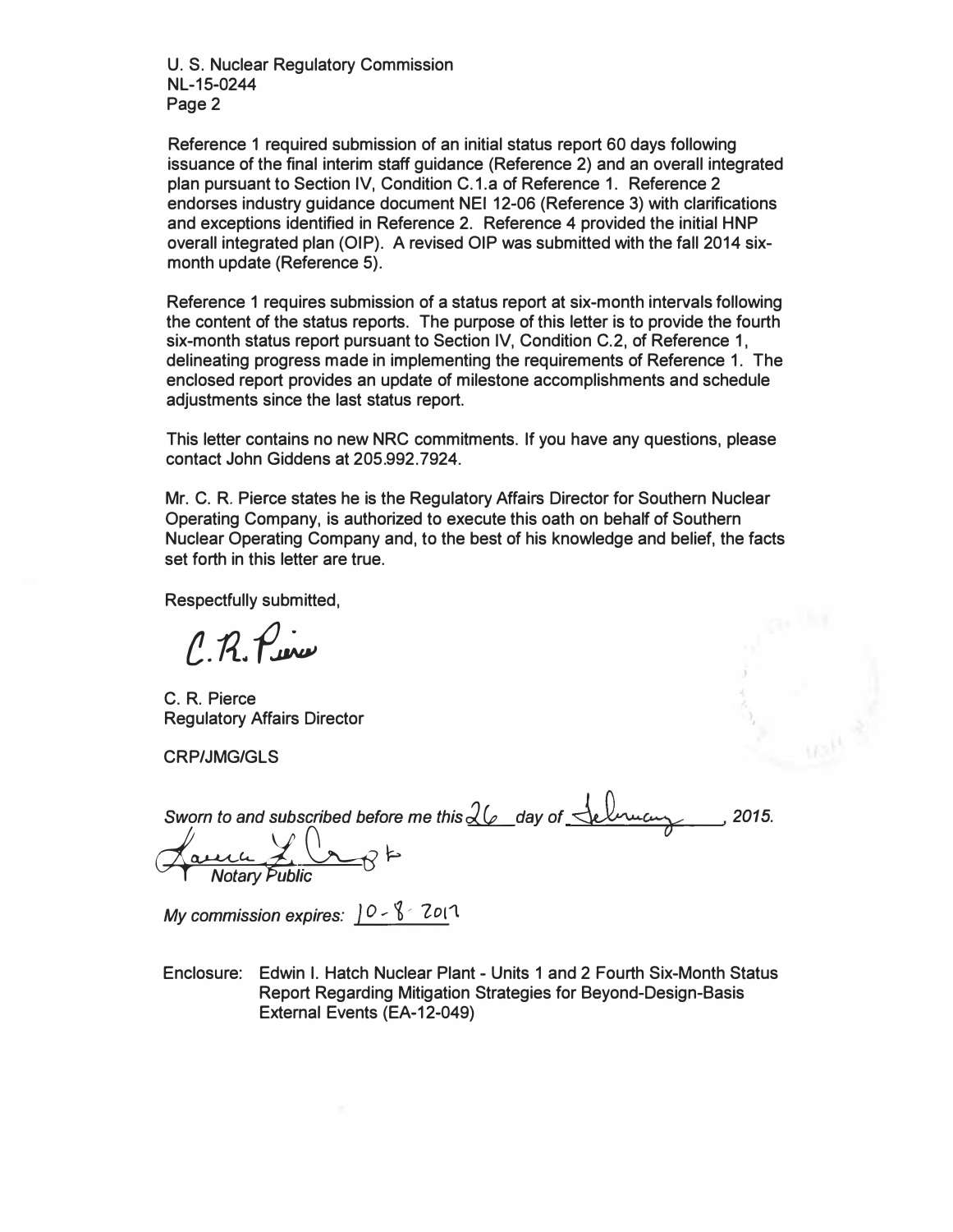Reference 1 required submission of an initial status report 60 days following issuance of the final interim staff guidance (Reference 2) and an overall integrated plan pursuant to Section IV, Condition C.1.a of Reference 1. Reference 2 endorses industry guidance document NEI 12-06 (Reference 3) with clarifications and exceptions identified in Reference 2. Reference 4 provided the initial HNP overall integrated plan (OIP). A revised OIP was submitted with the fall 2014 six-month update (Reference 5).

Reference 1 requires submission of a status report at six-month intervals following the content of the status reports. The purpose of this letter is to provide the fourth six-month status report pursuant to Section IV, Condition C.2, of Reference 1, delineating progress made in implementing the requirements of Reference 1. The enclosed report provides an update of milestone accomplishments and schedule adjustments since the last status report.

This letter contains no new NRC commitments. If you have any questions, please contact John Giddens at 205.992.7924.

Mr. C. R. Pierce states he is the Regulatory Affairs Director for Southern Nuclear Operating Company, is authorized to execute this oath on behalf of Southern Nuclear Operating Company and, to the best of his knowledge and belief, the facts set forth in this letter are true.

Respectfully submitted,

C. R. Pierce

C. R. Pierce
Regulatory Affairs Director

CRP/JMG/GLS

*Sworn to and subscribed before me this* 26 *day of* February, *2015.*

*Notary Public*

*My commission expires:* 10-8-2017

Enclosure: Edwin I. Hatch Nuclear Plant - Units 1 and 2 Fourth Six-Month Status Report Regarding Mitigation Strategies for Beyond-Design-Basis External Events (EA-12-049)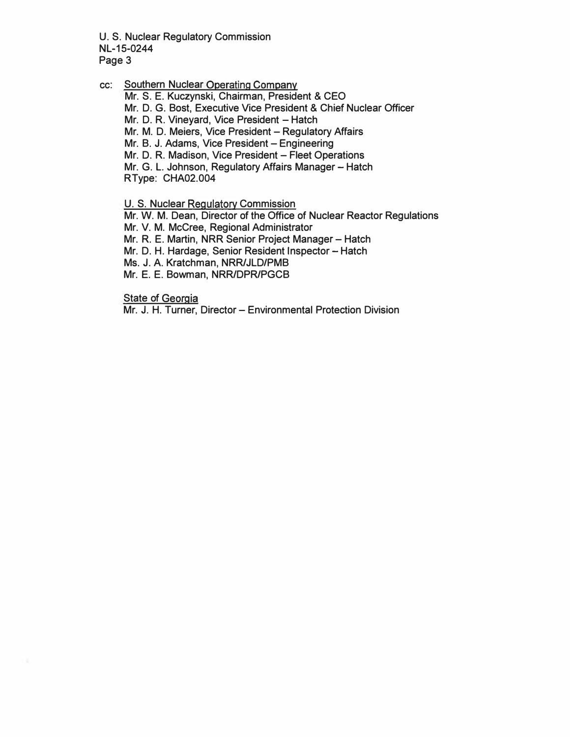cc: Southern Nuclear Operating Company

Mr. S. E. Kuczynski, Chairman, President & CEO
Mr. D. G. Bost, Executive Vice President & Chief Nuclear Officer
Mr. D. R. Vineyard, Vice President – Hatch
Mr. M. D. Meiers, Vice President – Regulatory Affairs
Mr. B. J. Adams, Vice President – Engineering
Mr. D. R. Madison, Vice President – Fleet Operations
Mr. G. L. Johnson, Regulatory Affairs Manager – Hatch
RType: CHA02.004

U. S. Nuclear Regulatory Commission

Mr. W. M. Dean, Director of the Office of Nuclear Reactor Regulations
Mr. V. M. McCree, Regional Administrator
Mr. R. E. Martin, NRR Senior Project Manager – Hatch
Mr. D. H. Hardage, Senior Resident Inspector – Hatch
Ms. J. A. Kratchman, NRR/JLD/PMB
Mr. E. E. Bowman, NRR/DPR/PGCB

State of Georgia

Mr. J. H. Turner, Director – Environmental Protection Division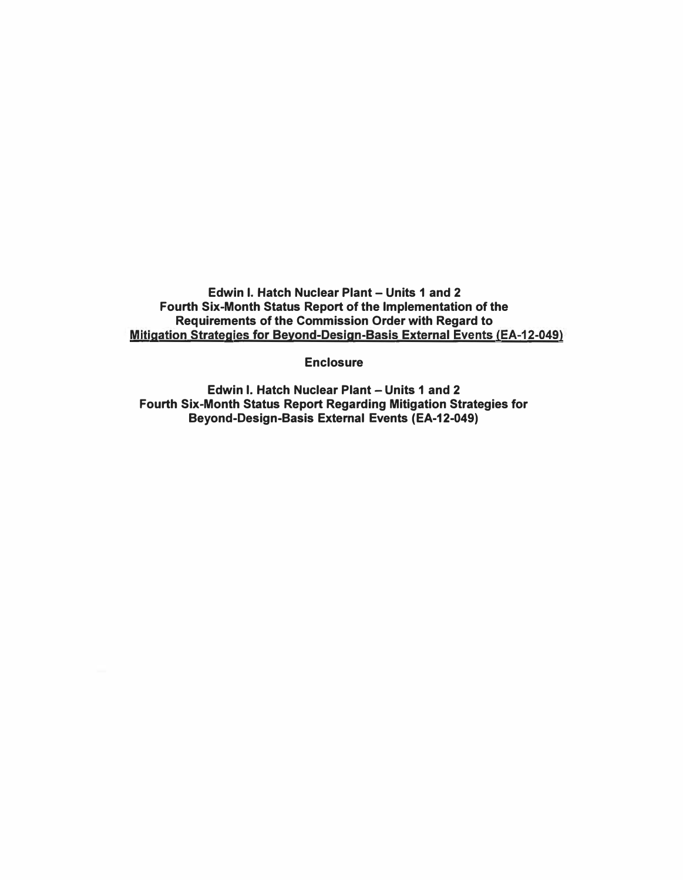**Edwin I. Hatch Nuclear Plant – Units 1 and 2**
**Fourth Six-Month Status Report of the Implementation of the Requirements of the Commission Order with Regard to**
**Mitigation Strategies for Beyond-Design-Basis External Events (EA-12-049)**

**Enclosure**

**Edwin I. Hatch Nuclear Plant – Units 1 and 2**
**Fourth Six-Month Status Report Regarding Mitigation Strategies for Beyond-Design-Basis External Events (EA-12-049)**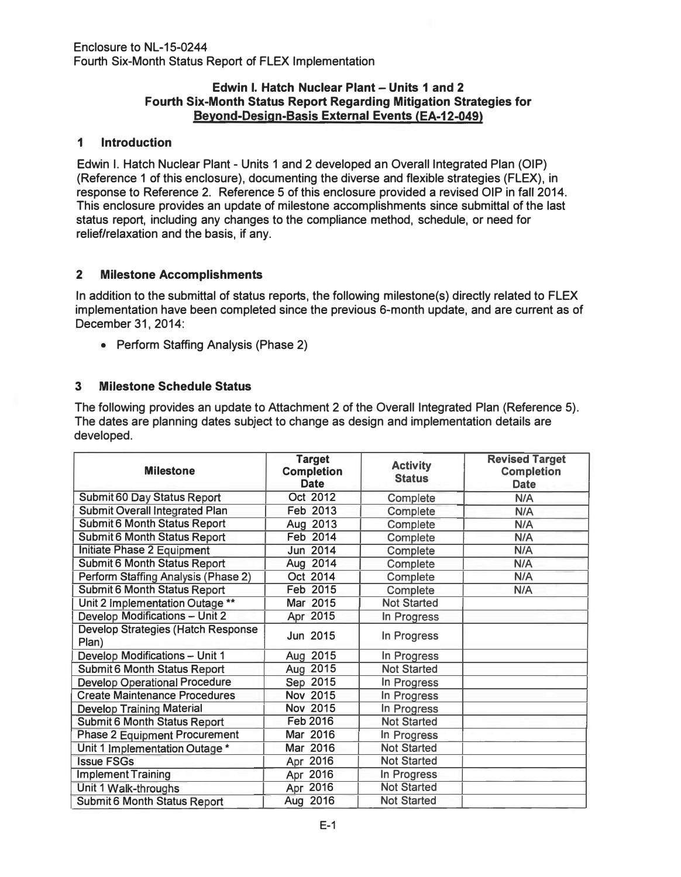Enclosure to NL-15-0244
Fourth Six-Month Status Report of FLEX Implementation

**Edwin I. Hatch Nuclear Plant – Units 1 and 2**
**Fourth Six-Month Status Report Regarding Mitigation Strategies for Beyond-Design-Basis External Events (EA-12-049)**

## 1 Introduction

Edwin I. Hatch Nuclear Plant - Units 1 and 2 developed an Overall Integrated Plan (OIP) (Reference 1 of this enclosure), documenting the diverse and flexible strategies (FLEX), in response to Reference 2. Reference 5 of this enclosure provided a revised OIP in fall 2014. This enclosure provides an update of milestone accomplishments since submittal of the last status report, including any changes to the compliance method, schedule, or need for relief/relaxation and the basis, if any.

## 2 Milestone Accomplishments

In addition to the submittal of status reports, the following milestone(s) directly related to FLEX implementation have been completed since the previous 6-month update, and are current as of December 31, 2014:

- Perform Staffing Analysis (Phase 2)

## 3 Milestone Schedule Status

The following provides an update to Attachment 2 of the Overall Integrated Plan (Reference 5). The dates are planning dates subject to change as design and implementation details are developed.

| Milestone | Target Completion Date | Activity Status | Revised Target Completion Date |
|---|---|---|---|
| Submit 60 Day Status Report | Oct 2012 | Complete | N/A |
| Submit Overall Integrated Plan | Feb 2013 | Complete | N/A |
| Submit 6 Month Status Report | Aug 2013 | Complete | N/A |
| Submit 6 Month Status Report | Feb 2014 | Complete | N/A |
| Initiate Phase 2 Equipment | Jun 2014 | Complete | N/A |
| Submit 6 Month Status Report | Aug 2014 | Complete | N/A |
| Perform Staffing Analysis (Phase 2) | Oct 2014 | Complete | N/A |
| Submit 6 Month Status Report | Feb 2015 | Complete | N/A |
| Unit 2 Implementation Outage ** | Mar 2015 | Not Started | |
| Develop Modifications – Unit 2 | Apr 2015 | In Progress | |
| Develop Strategies (Hatch Response Plan) | Jun 2015 | In Progress | |
| Develop Modifications – Unit 1 | Aug 2015 | In Progress | |
| Submit 6 Month Status Report | Aug 2015 | Not Started | |
| Develop Operational Procedure | Sep 2015 | In Progress | |
| Create Maintenance Procedures | Nov 2015 | In Progress | |
| Develop Training Material | Nov 2015 | In Progress | |
| Submit 6 Month Status Report | Feb 2016 | Not Started | |
| Phase 2 Equipment Procurement | Mar 2016 | In Progress | |
| Unit 1 Implementation Outage * | Mar 2016 | Not Started | |
| Issue FSGs | Apr 2016 | Not Started | |
| Implement Training | Apr 2016 | In Progress | |
| Unit 1 Walk-throughs | Apr 2016 | Not Started | |
| Submit 6 Month Status Report | Aug 2016 | Not Started | |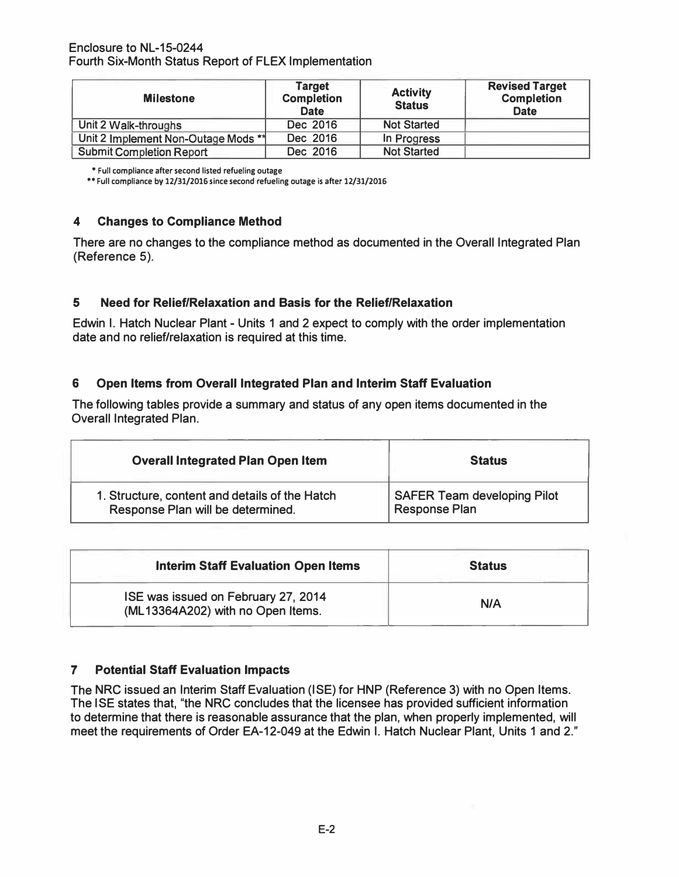| Milestone | Target Completion Date | Activity Status | Revised Target Completion Date |
|---|---|---|---|
| Unit 2 Walk-throughs | Dec 2016 | Not Started | |
| Unit 2 Implement Non-Outage Mods ** | Dec 2016 | In Progress | |
| Submit Completion Report | Dec 2016 | Not Started | |

* Full compliance after second listed refueling outage

** Full compliance by 12/31/2016 since second refueling outage is after 12/31/2016

## 4 Changes to Compliance Method

There are no changes to the compliance method as documented in the Overall Integrated Plan (Reference 5).

## 5 Need for Relief/Relaxation and Basis for the Relief/Relaxation

Edwin I. Hatch Nuclear Plant - Units 1 and 2 expect to comply with the order implementation date and no relief/relaxation is required at this time.

## 6 Open Items from Overall Integrated Plan and Interim Staff Evaluation

The following tables provide a summary and status of any open items documented in the Overall Integrated Plan.

| Overall Integrated Plan Open Item | Status |
|---|---|
| 1. Structure, content and details of the Hatch Response Plan will be determined. | SAFER Team developing Pilot Response Plan |

| Interim Staff Evaluation Open Items | Status |
|---|---|
| ISE was issued on February 27, 2014 (ML13364A202) with no Open Items. | N/A |

## 7 Potential Staff Evaluation Impacts

The NRC issued an Interim Staff Evaluation (ISE) for HNP (Reference 3) with no Open Items. The ISE states that, "the NRC concludes that the licensee has provided sufficient information to determine that there is reasonable assurance that the plan, when properly implemented, will meet the requirements of Order EA-12-049 at the Edwin I. Hatch Nuclear Plant, Units 1 and 2."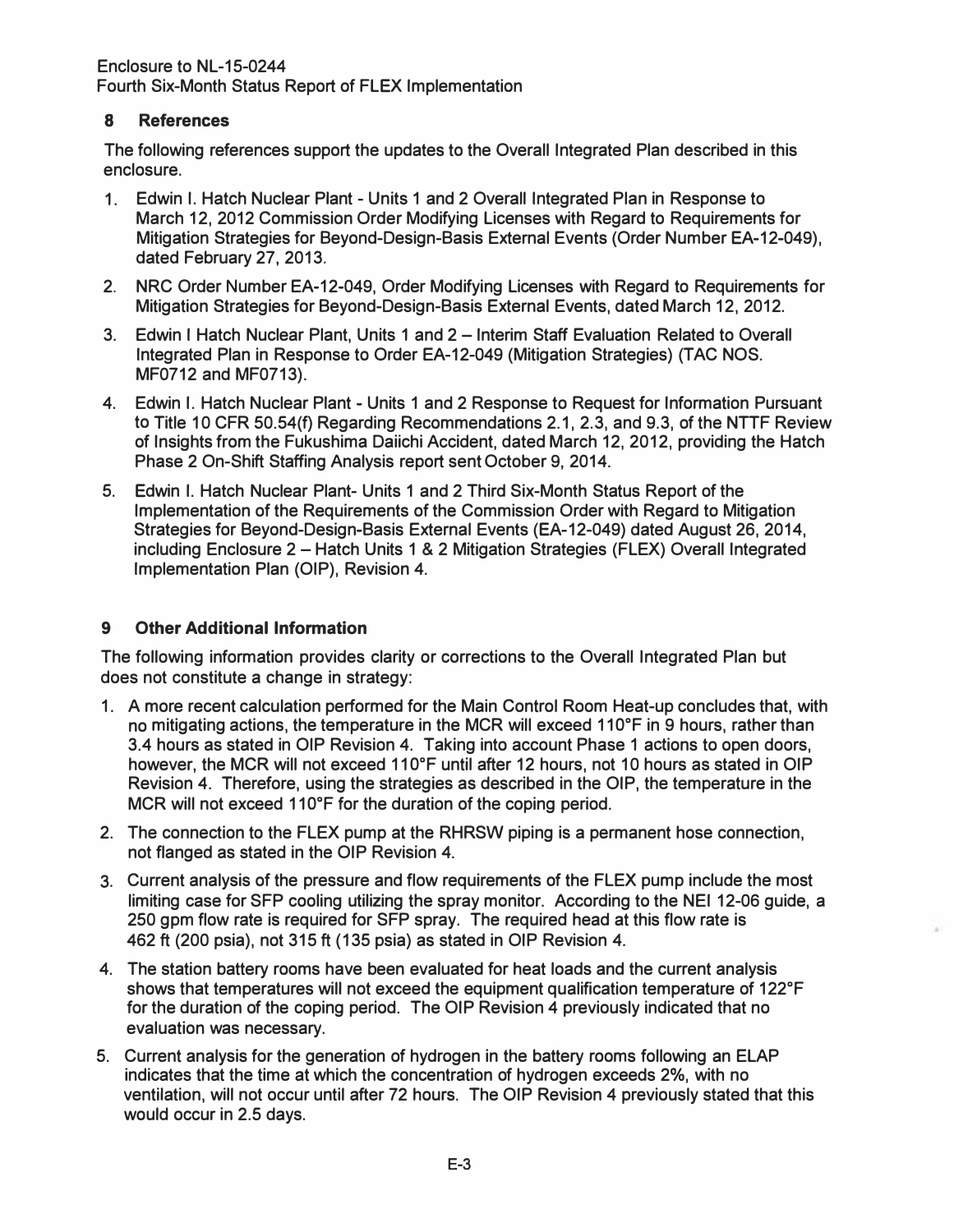## 8 References

The following references support the updates to the Overall Integrated Plan described in this enclosure.

1. Edwin I. Hatch Nuclear Plant - Units 1 and 2 Overall Integrated Plan in Response to March 12, 2012 Commission Order Modifying Licenses with Regard to Requirements for Mitigation Strategies for Beyond-Design-Basis External Events (Order Number EA-12-049), dated February 27, 2013.
2. NRC Order Number EA-12-049, Order Modifying Licenses with Regard to Requirements for Mitigation Strategies for Beyond-Design-Basis External Events, dated March 12, 2012.
3. Edwin I Hatch Nuclear Plant, Units 1 and 2 – Interim Staff Evaluation Related to Overall Integrated Plan in Response to Order EA-12-049 (Mitigation Strategies) (TAC NOS. MF0712 and MF0713).
4. Edwin I. Hatch Nuclear Plant - Units 1 and 2 Response to Request for Information Pursuant to Title 10 CFR 50.54(f) Regarding Recommendations 2.1, 2.3, and 9.3, of the NTTF Review of Insights from the Fukushima Daiichi Accident, dated March 12, 2012, providing the Hatch Phase 2 On-Shift Staffing Analysis report sent October 9, 2014.
5. Edwin I. Hatch Nuclear Plant- Units 1 and 2 Third Six-Month Status Report of the Implementation of the Requirements of the Commission Order with Regard to Mitigation Strategies for Beyond-Design-Basis External Events (EA-12-049) dated August 26, 2014, including Enclosure 2 – Hatch Units 1 & 2 Mitigation Strategies (FLEX) Overall Integrated Implementation Plan (OIP), Revision 4.

## 9 Other Additional Information

The following information provides clarity or corrections to the Overall Integrated Plan but does not constitute a change in strategy:

1. A more recent calculation performed for the Main Control Room Heat-up concludes that, with no mitigating actions, the temperature in the MCR will exceed 110°F in 9 hours, rather than 3.4 hours as stated in OIP Revision 4. Taking into account Phase 1 actions to open doors, however, the MCR will not exceed 110°F until after 12 hours, not 10 hours as stated in OIP Revision 4. Therefore, using the strategies as described in the OIP, the temperature in the MCR will not exceed 110°F for the duration of the coping period.
2. The connection to the FLEX pump at the RHRSW piping is a permanent hose connection, not flanged as stated in the OIP Revision 4.
3. Current analysis of the pressure and flow requirements of the FLEX pump include the most limiting case for SFP cooling utilizing the spray monitor. According to the NEI 12-06 guide, a 250 gpm flow rate is required for SFP spray. The required head at this flow rate is 462 ft (200 psia), not 315 ft (135 psia) as stated in OIP Revision 4.
4. The station battery rooms have been evaluated for heat loads and the current analysis shows that temperatures will not exceed the equipment qualification temperature of 122°F for the duration of the coping period. The OIP Revision 4 previously indicated that no evaluation was necessary.
5. Current analysis for the generation of hydrogen in the battery rooms following an ELAP indicates that the time at which the concentration of hydrogen exceeds 2%, with no ventilation, will not occur until after 72 hours. The OIP Revision 4 previously stated that this would occur in 2.5 days.